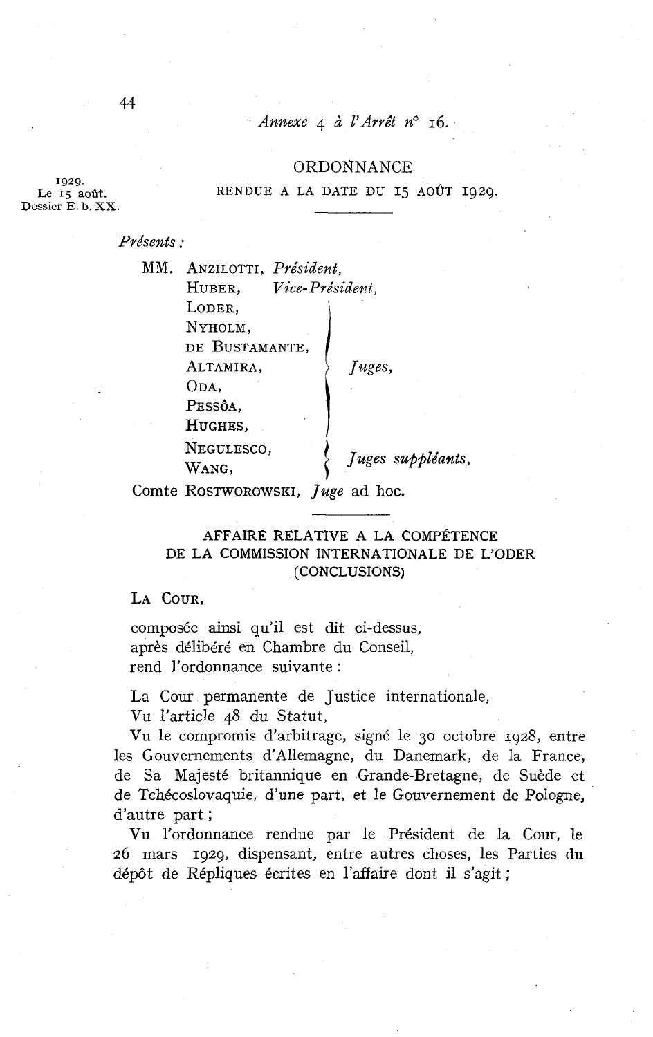*Annexe 4 à l'Arrêt n° 16.*

## ORDONNANCE

RENDUE A LA DATE DU 15 AOÛT 1929.

1929.
Le 15 août.
Dossier E. b. XX.

*Présents :*

MM. ANZILOTTI, *Président*,
HUBER, *Vice-Président*,
LODER,
NYHOLM,
DE BUSTAMANTE,
ALTAMIRA,
ODA,
PESSÔA,
HUGHES, — *Juges*,
NEGULESCO,
WANG, — *Juges suppléants*,
Comte ROSTWOROWSKI, *Juge* ad hoc.

### AFFAIRE RELATIVE A LA COMPÉTENCE DE LA COMMISSION INTERNATIONALE DE L'ODER (CONCLUSIONS)

LA COUR,

composée ainsi qu'il est dit ci-dessus,
après délibéré en Chambre du Conseil,
rend l'ordonnance suivante :

La Cour permanente de Justice internationale,

Vu l'article 48 du Statut,

Vu le compromis d'arbitrage, signé le 30 octobre 1928, entre les Gouvernements d'Allemagne, du Danemark, de la France, de Sa Majesté britannique en Grande-Bretagne, de Suède et de Tchécoslovaquie, d'une part, et le Gouvernement de Pologne, d'autre part ;

Vu l'ordonnance rendue par le Président de la Cour, le 26 mars 1929, dispensant, entre autres choses, les Parties du dépôt de Répliques écrites en l'affaire dont il s'agit ;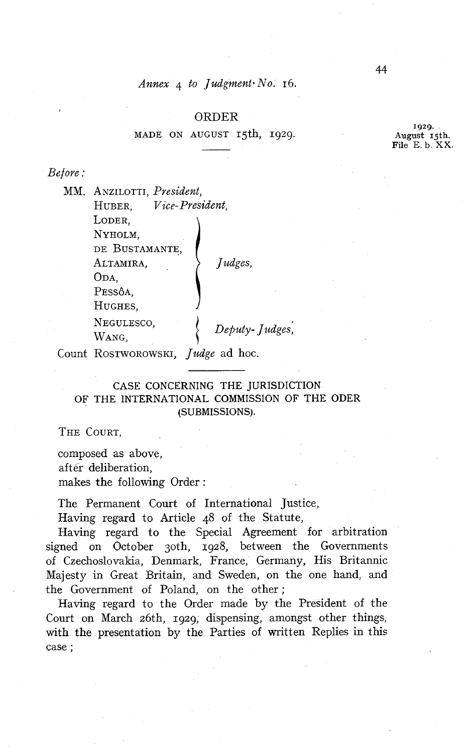*Annex 4 to Judgment No. 16.*

## ORDER

MADE ON AUGUST 15th, 1929.

1929. August 15th. File E. b. XX.

*Before:*

MM. ANZILOTTI, *President*,
HUBER, *Vice-President*,
LODER, NYHOLM, DE BUSTAMANTE, ALTAMIRA, ODA, PESSÔA, HUGHES, *Judges*,
NEGULESCO, WANG, *Deputy-Judges*,
Count ROSTWOROWSKI, *Judge* ad hoc.

### CASE CONCERNING THE JURISDICTION OF THE INTERNATIONAL COMMISSION OF THE ODER (SUBMISSIONS).

THE COURT,

composed as above,
after deliberation,
makes the following Order:

The Permanent Court of International Justice,

Having regard to Article 48 of the Statute,

Having regard to the Special Agreement for arbitration signed on October 30th, 1928, between the Governments of Czechoslovakia, Denmark, France, Germany, His Britannic Majesty in Great Britain, and Sweden, on the one hand, and the Government of Poland, on the other;

Having regard to the Order made by the President of the Court on March 26th, 1929, dispensing, amongst other things, with the presentation by the Parties of written Replies in this case;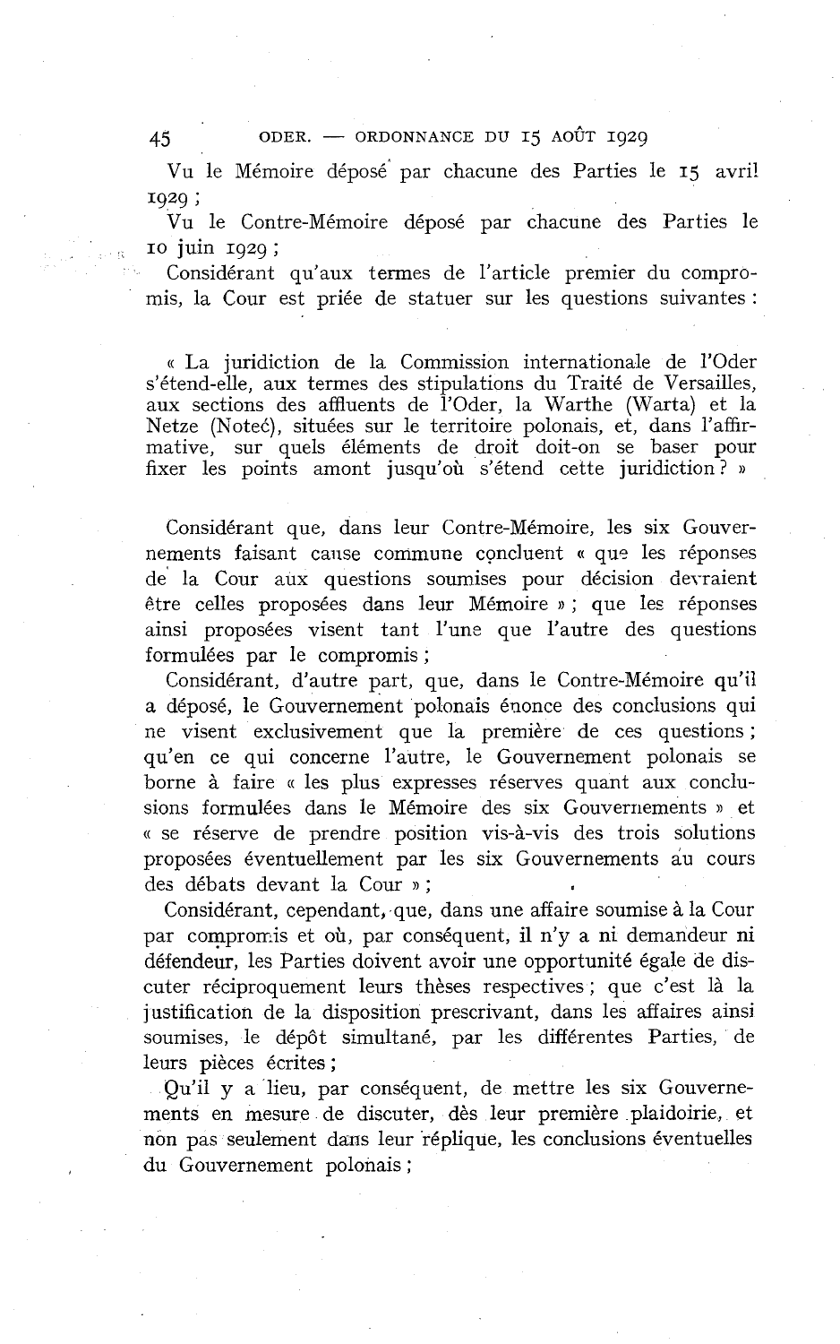Vu le Mémoire déposé par chacune des Parties le 15 avril 1929 ;

Vu le Contre-Mémoire déposé par chacune des Parties le 10 juin 1929 ;

Considérant qu'aux termes de l'article premier du compromis, la Cour est priée de statuer sur les questions suivantes :

« La juridiction de la Commission internationale de l'Oder s'étend-elle, aux termes des stipulations du Traité de Versailles, aux sections des affluents de l'Oder, la Warthe (Warta) et la Netze (Noteć), situées sur le territoire polonais, et, dans l'affirmative, sur quels éléments de droit doit-on se baser pour fixer les points amont jusqu'où s'étend cette juridiction ? »

Considérant que, dans leur Contre-Mémoire, les six Gouvernements faisant cause commune concluent « que les réponses de la Cour aux questions soumises pour décision devraient être celles proposées dans leur Mémoire » ; que les réponses ainsi proposées visent tant l'une que l'autre des questions formulées par le compromis ;

Considérant, d'autre part, que, dans le Contre-Mémoire qu'il a déposé, le Gouvernement polonais énonce des conclusions qui ne visent exclusivement que la première de ces questions ; qu'en ce qui concerne l'autre, le Gouvernement polonais se borne à faire « les plus expresses réserves quant aux conclusions formulées dans le Mémoire des six Gouvernements » et « se réserve de prendre position vis-à-vis des trois solutions proposées éventuellement par les six Gouvernements au cours des débats devant la Cour » ;

Considérant, cependant, que, dans une affaire soumise à la Cour par compromis et où, par conséquent, il n'y a ni demandeur ni défendeur, les Parties doivent avoir une opportunité égale de discuter réciproquement leurs thèses respectives ; que c'est là la justification de la disposition prescrivant, dans les affaires ainsi soumises, le dépôt simultané, par les différentes Parties, de leurs pièces écrites ;

Qu'il y a lieu, par conséquent, de mettre les six Gouvernements en mesure de discuter, dès leur première plaidoirie, et non pas seulement dans leur réplique, les conclusions éventuelles du Gouvernement polonais ;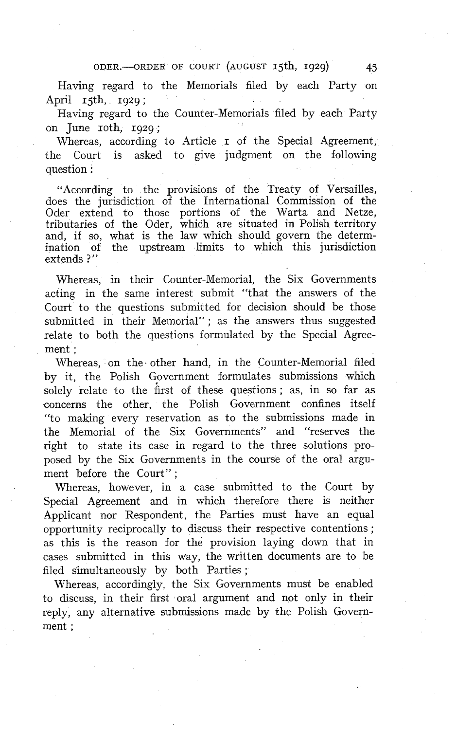Having regard to the Memorials filed by each Party on April 15th, 1929;

Having regard to the Counter-Memorials filed by each Party on June 10th, 1929;

Whereas, according to Article 1 of the Special Agreement, the Court is asked to give judgment on the following question:

> "According to the provisions of the Treaty of Versailles, does the jurisdiction of the International Commission of the Oder extend to those portions of the Warta and Netze, tributaries of the Oder, which are situated in Polish territory and, if so, what is the law which should govern the determination of the upstream limits to which this jurisdiction extends?"

Whereas, in their Counter-Memorial, the Six Governments acting in the same interest submit "that the answers of the Court to the questions submitted for decision should be those submitted in their Memorial"; as the answers thus suggested relate to both the questions formulated by the Special Agreement;

Whereas, on the other hand, in the Counter-Memorial filed by it, the Polish Government formulates submissions which solely relate to the first of these questions; as, in so far as concerns the other, the Polish Government confines itself "to making every reservation as to the submissions made in the Memorial of the Six Governments" and "reserves the right to state its case in regard to the three solutions proposed by the Six Governments in the course of the oral argument before the Court";

Whereas, however, in a case submitted to the Court by Special Agreement and in which therefore there is neither Applicant nor Respondent, the Parties must have an equal opportunity reciprocally to discuss their respective contentions; as this is the reason for the provision laying down that in cases submitted in this way, the written documents are to be filed simultaneously by both Parties;

Whereas, accordingly, the Six Governments must be enabled to discuss, in their first oral argument and not only in their reply, any alternative submissions made by the Polish Government;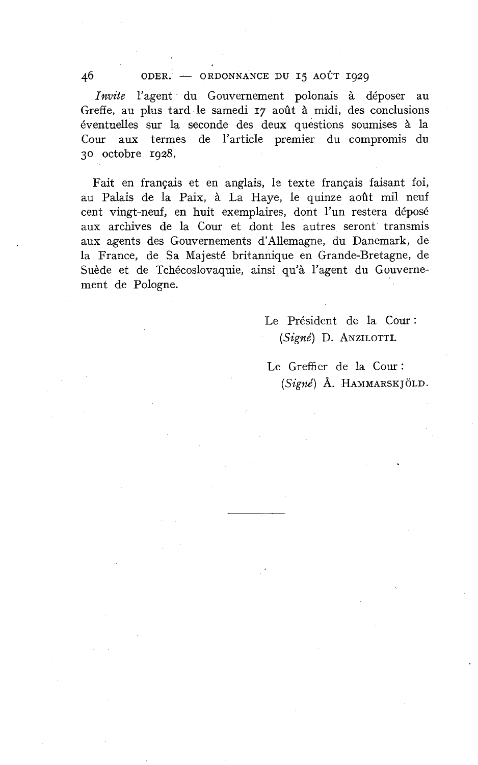*Invite* l'agent du Gouvernement polonais à déposer au Greffe, au plus tard le samedi 17 août à midi, des conclusions éventuelles sur la seconde des deux questions soumises à la Cour aux termes de l'article premier du compromis du 30 octobre 1928.

Fait en français et en anglais, le texte français faisant foi, au Palais de la Paix, à La Haye, le quinze août mil neuf cent vingt-neuf, en huit exemplaires, dont l'un restera déposé aux archives de la Cour et dont les autres seront transmis aux agents des Gouvernements d'Allemagne, du Danemark, de la France, de Sa Majesté britannique en Grande-Bretagne, de Suède et de Tchécoslovaquie, ainsi qu'à l'agent du Gouvernement de Pologne.

Le Président de la Cour :
(*Signé*) D. ANZILOTTI.

Le Greffier de la Cour :
(*Signé*) Å. HAMMARSKJÖLD.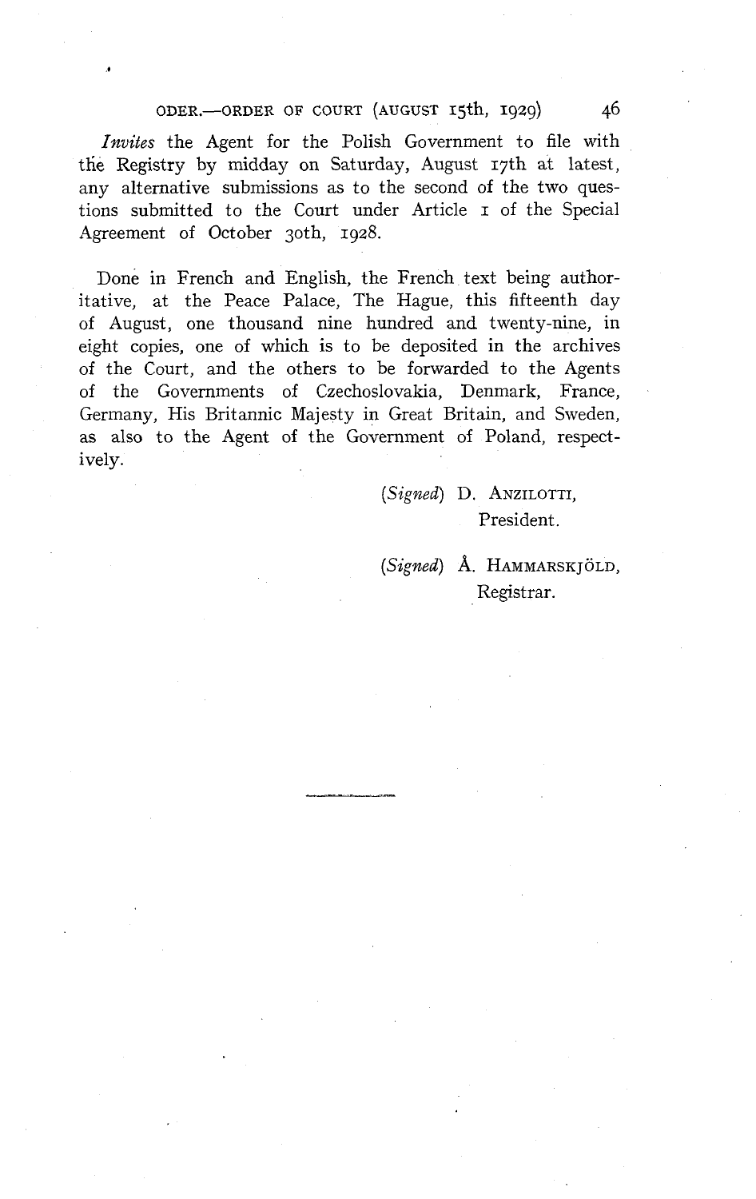*Invites* the Agent for the Polish Government to file with the Registry by midday on Saturday, August 17th at latest, any alternative submissions as to the second of the two questions submitted to the Court under Article 1 of the Special Agreement of October 30th, 1928.

Done in French and English, the French text being authoritative, at the Peace Palace, The Hague, this fifteenth day of August, one thousand nine hundred and twenty-nine, in eight copies, one of which is to be deposited in the archives of the Court, and the others to be forwarded to the Agents of the Governments of Czechoslovakia, Denmark, France, Germany, His Britannic Majesty in Great Britain, and Sweden, as also to the Agent of the Government of Poland, respectively.

(*Signed*) D. ANZILOTTI,
President.

(*Signed*) Å. HAMMARSKJÖLD,
Registrar.